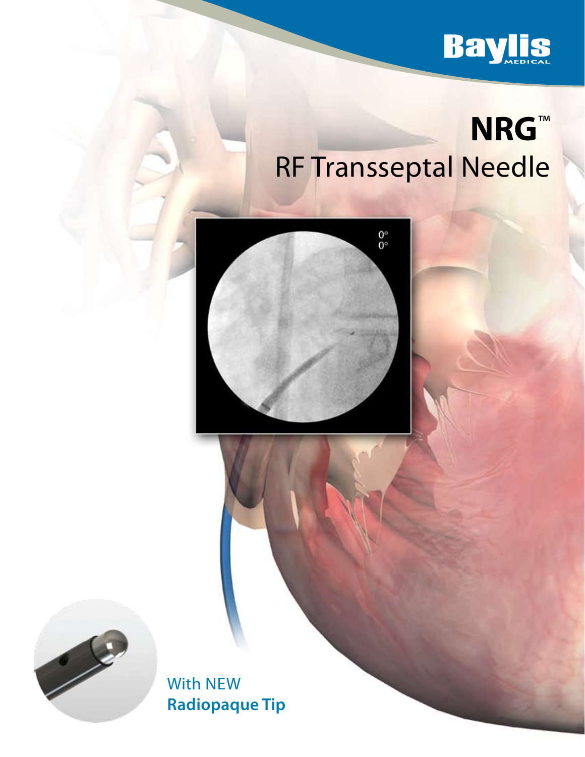Baylis MEDICAL

# NRG™
## RF Transseptal Needle

With NEW
**Radiopaque Tip**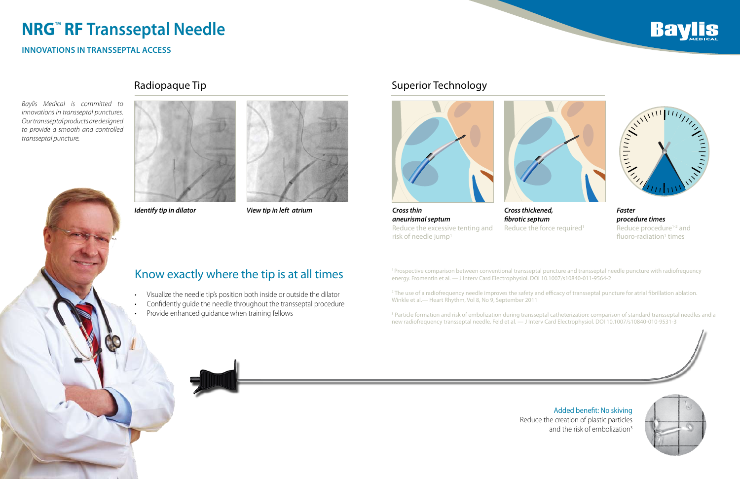# NRG™ RF Transseptal Needle

**INNOVATIONS IN TRANSSEPTAL ACCESS**

*Baylis Medical is committed to innovations in transseptal punctures. Our transseptal products are designed to provide a smooth and controlled transseptal puncture.*

## Radiopaque Tip

*Identify tip in dilator*

*View tip in left atrium*

## Know exactly where the tip is at all times

- Visualize the needle tip's position both inside or outside the dilator
- Confidently guide the needle throughout the transseptal procedure
- Provide enhanced guidance when training fellows

## Superior Technology

***Cross thin aneurismal septum***
Reduce the excessive tenting and risk of needle jump[1]

***Cross thickened, fibrotic septum***
Reduce the force required[1]

***Faster procedure times***
Reduce procedure[1-2] and fluoro-radiation[1] times

[1] Prospective comparison between conventional transseptal puncture and transseptal needle puncture with radiofrequency energy. Fromentin et al. — J Interv Card Electrophysiol. DOI 10.1007/s10840-011-9564-2

[2] The use of a radiofrequency needle improves the safety and efficacy of transseptal puncture for atrial fibrillation ablation. Winkle et al.— Heart Rhythm, Vol 8, No 9, September 2011

[3] Particle formation and risk of embolization during transseptal catheterization: comparison of standard transseptal needles and a new radiofrequency transseptal needle. Feld et al. — J Interv Card Electrophysiol. DOI 10.1007/s10840-010-9531-3

Added benefit: No skiving
Reduce the creation of plastic particles and the risk of embolization[3]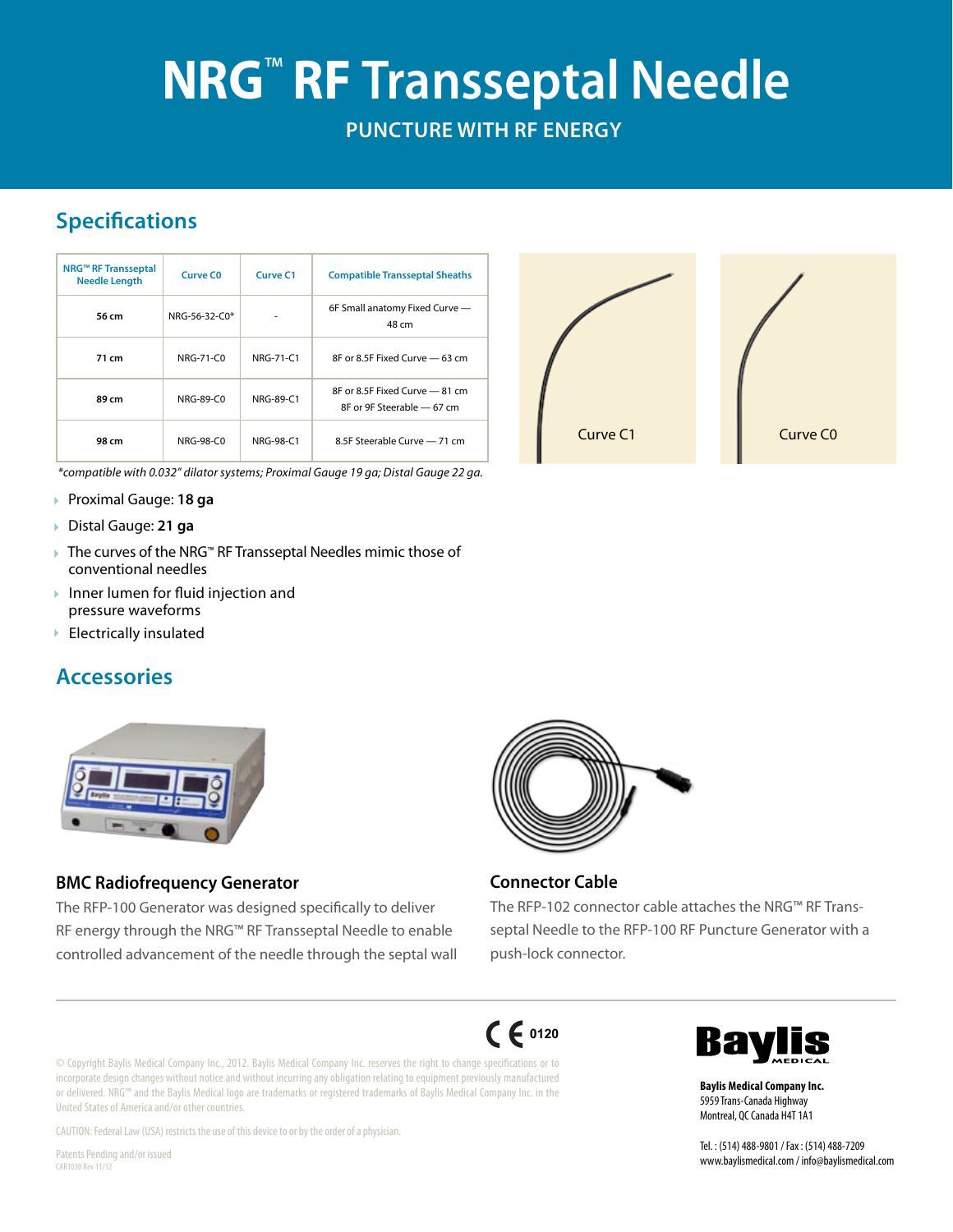# NRG™ RF Transseptal Needle

PUNCTURE WITH RF ENERGY

## Specifications

| NRG™ RF Transseptal Needle Length | Curve C0 | Curve C1 | Compatible Transseptal Sheaths |
|---|---|---|---|
| 56 cm | NRG-56-32-C0* | - | 6F Small anatomy Fixed Curve — 48 cm |
| 71 cm | NRG-71-C0 | NRG-71-C1 | 8F or 8.5F Fixed Curve — 63 cm |
| 89 cm | NRG-89-C0 | NRG-89-C1 | 8F or 8.5F Fixed Curve — 81 cm<br>8F or 9F Steerable — 67 cm |
| 98 cm | NRG-98-C0 | NRG-98-C1 | 8.5F Steerable Curve — 71 cm |

*\*compatible with 0.032" dilator systems; Proximal Gauge 19 ga; Distal Gauge 22 ga.*

Curve C1

Curve C0

- Proximal Gauge: **18 ga**
- Distal Gauge: **21 ga**
- The curves of the NRG™ RF Transseptal Needles mimic those of conventional needles
- Inner lumen for fluid injection and pressure waveforms
- Electrically insulated

## Accessories

### BMC Radiofrequency Generator

The RFP-100 Generator was designed specifically to deliver RF energy through the NRG™ RF Transseptal Needle to enable controlled advancement of the needle through the septal wall

### Connector Cable

The RFP-102 connector cable attaches the NRG™ RF Transseptal Needle to the RFP-100 RF Puncture Generator with a push-lock connector.

CE 0120

© Copyright Baylis Medical Company Inc., 2012. Baylis Medical Company Inc. reserves the right to change specifications or to incorporate design changes without notice and without incurring any obligation relating to equipment previously manufactured or delivered. NRG™ and the Baylis Medical logo are trademarks or registered trademarks of Baylis Medical Company Inc. in the United States of America and/or other countries.

CAUTION: Federal Law (USA) restricts the use of this device to or by the order of a physician.

Patents Pending and/or issued

CAR1030 Rev 11/12

Baylis MEDICAL

**Baylis Medical Company Inc.**
5959 Trans-Canada Highway
Montreal, QC Canada H4T 1A1

Tel. : (514) 488-9801 / Fax : (514) 488-7209
www.baylismedical.com / info@baylismedical.com